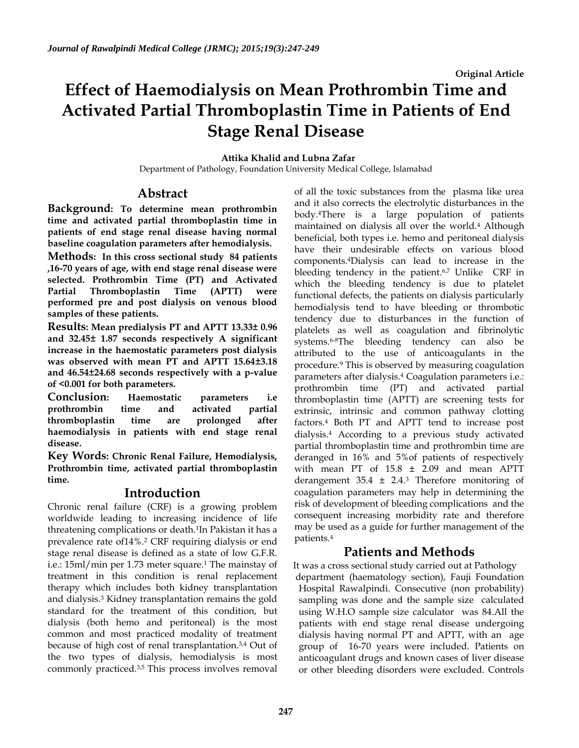Original Article

# Effect of Haemodialysis on Mean Prothrombin Time and Activated Partial Thromboplastin Time in Patients of End Stage Renal Disease

**Attika Khalid and Lubna Zafar**

Department of Pathology, Foundation University Medical College, Islamabad

## Abstract

**Background: To determine mean prothrombin time and activated partial thromboplastin time in patients of end stage renal disease having normal baseline coagulation parameters after hemodialysis.**

**Methods: In this cross sectional study 84 patients ,16-70 years of age, with end stage renal disease were selected. Prothrombin Time (PT) and Activated Partial Thromboplastin Time (APTT) were performed pre and post dialysis on venous blood samples of these patients.**

**Results: Mean predialysis PT and APTT 13.33± 0.96 and 32.45± 1.87 seconds respectively A significant increase in the haemostatic parameters post dialysis was observed with mean PT and APTT 15.64±3.18 and 46.54±24.68 seconds respectively with a p-value of <0.001 for both parameters.**

**Conclusion: Haemostatic parameters i.e prothrombin time and activated partial thromboplastin time are prolonged after haemodialysis in patients with end stage renal disease.**

**Key Words: Chronic Renal Failure, Hemodialysis, Prothrombin time, activated partial thromboplastin time.**

## Introduction

Chronic renal failure (CRF) is a growing problem worldwide leading to increasing incidence of life threatening complications or death.[1] In Pakistan it has a prevalence rate of14%.[2] CRF requiring dialysis or end stage renal disease is defined as a state of low G.F.R. i.e.: 15ml/min per 1.73 meter square.[1] The mainstay of treatment in this condition is renal replacement therapy which includes both kidney transplantation and dialysis.[3] Kidney transplantation remains the gold standard for the treatment of this condition, but dialysis (both hemo and peritoneal) is the most common and most practiced modality of treatment because of high cost of renal transplantation.[3,4] Out of the two types of dialysis, hemodialysis is most commonly practiced.[3,5] This process involves removal of all the toxic substances from the plasma like urea and it also corrects the electrolytic disturbances in the body.[4] There is a large population of patients maintained on dialysis all over the world.[4] Although beneficial, both types i.e. hemo and peritoneal dialysis have their undesirable effects on various blood components.[4] Dialysis can lead to increase in the bleeding tendency in the patient.[6,7] Unlike CRF in which the bleeding tendency is due to platelet functional defects, the patients on dialysis particularly hemodialysis tend to have bleeding or thrombotic tendency due to disturbances in the function of platelets as well as coagulation and fibrinolytic systems.[6-8] The bleeding tendency can also be attributed to the use of anticoagulants in the procedure.[9] This is observed by measuring coagulation parameters after dialysis.[4] Coagulation parameters i.e.: prothrombin time (PT) and activated partial thromboplastin time (APTT) are screening tests for extrinsic, intrinsic and common pathway clotting factors.[4] Both PT and APTT tend to increase post dialysis.[4] According to a previous study activated partial thromboplastin time and prothrombin time are deranged in 16% and 5%of patients of respectively with mean PT of 15.8 ± 2.09 and mean APTT derangement 35.4 ± 2.4.[3] Therefore monitoring of coagulation parameters may help in determining the risk of development of bleeding complications and the consequent increasing morbidity rate and therefore may be used as a guide for further management of the patients.[4]

## Patients and Methods

It was a cross sectional study carried out at Pathology department (haematology section), Fauji Foundation Hospital Rawalpindi. Consecutive (non probability) sampling was done and the sample size calculated using W.H.O sample size calculator was 84.All the patients with end stage renal disease undergoing dialysis having normal PT and APTT, with an age group of 16-70 years were included. Patients on anticoagulant drugs and known cases of liver disease or other bleeding disorders were excluded. Controls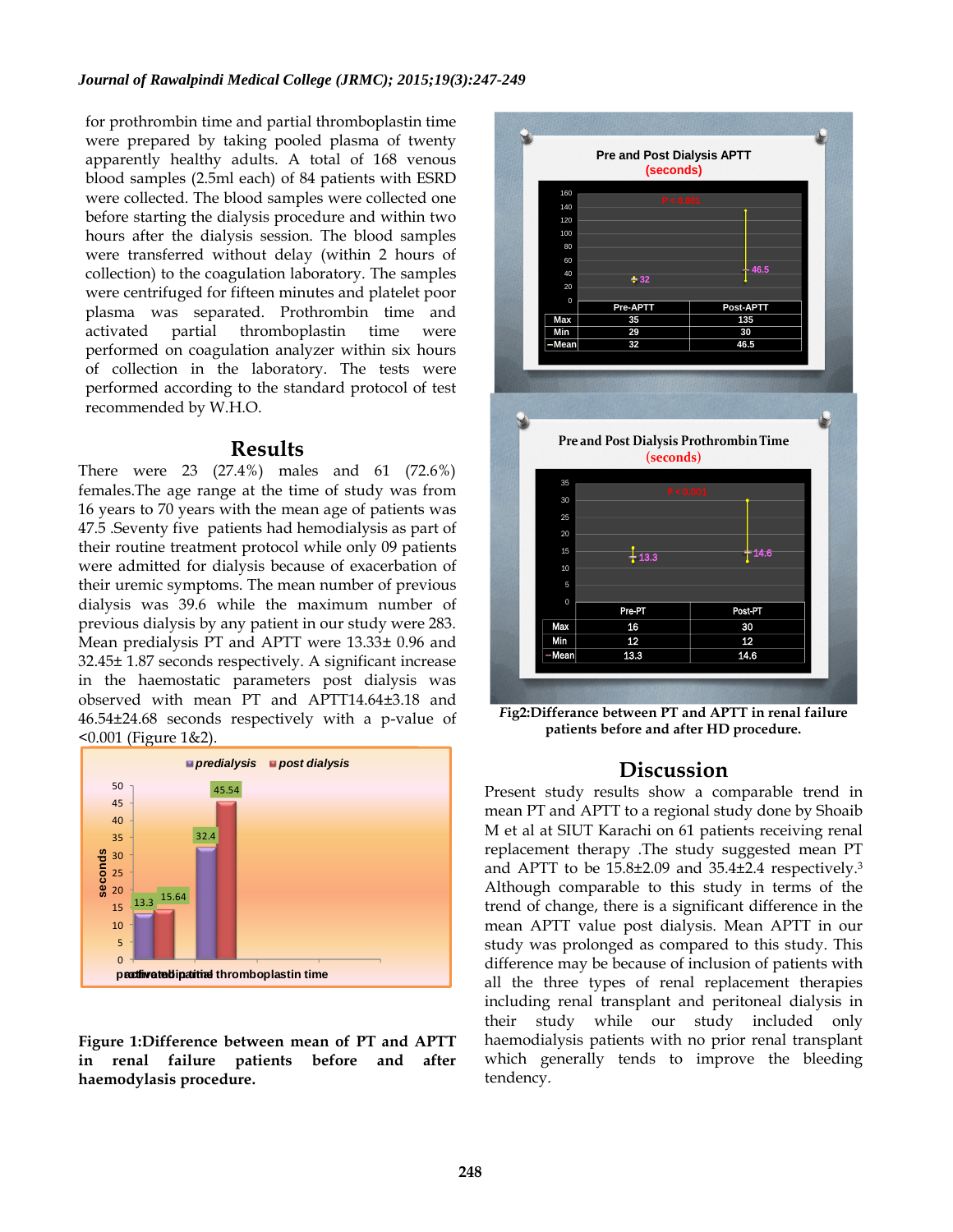for prothrombin time and partial thromboplastin time were prepared by taking pooled plasma of twenty apparently healthy adults. A total of 168 venous blood samples (2.5ml each) of 84 patients with ESRD were collected. The blood samples were collected one before starting the dialysis procedure and within two hours after the dialysis session. The blood samples were transferred without delay (within 2 hours of collection) to the coagulation laboratory. The samples were centrifuged for fifteen minutes and platelet poor plasma was separated. Prothrombin time and activated partial thromboplastin time were performed on coagulation analyzer within six hours of collection in the laboratory. The tests were performed according to the standard protocol of test recommended by W.H.O.

## Results

There were 23 (27.4%) males and 61 (72.6%) females.The age range at the time of study was from 16 years to 70 years with the mean age of patients was 47.5 .Seventy five patients had hemodialysis as part of their routine treatment protocol while only 09 patients were admitted for dialysis because of exacerbation of their uremic symptoms. The mean number of previous dialysis was 39.6 while the maximum number of previous dialysis by any patient in our study were 283. Mean predialysis PT and APTT were 13.33± 0.96 and 32.45± 1.87 seconds respectively. A significant increase in the haemostatic parameters post dialysis was observed with mean PT and APTT14.64±3.18 and 46.54±24.68 seconds respectively with a p-value of <0.001 (Figure 1&2).

| | predialysis | post dialysis |
|---|---|---|
| prothrombin time | 13.3 | 15.64 |
| activated partial thromboplastin time | 32.4 | 45.54 |

**Figure 1:Difference between mean of PT and APTT in renal failure patients before and after haemodylasis procedure.**

Pre and Post Dialysis APTT (seconds) — P < 0.001

| | Pre-APTT | Post-APTT |
|---|---|---|
| Max | 35 | 135 |
| Min | 29 | 30 |
| Mean | 32 | 46.5 |

Pre and Post Dialysis Prothrombin Time (seconds) — P < 0.001

| | Pre-PT | Post-PT |
|---|---|---|
| Max | 16 | 30 |
| Min | 12 | 12 |
| Mean | 13.3 | 14.6 |

**Fig2:Differance between PT and APTT in renal failure patients before and after HD procedure.**

## Discussion

Present study results show a comparable trend in mean PT and APTT to a regional study done by Shoaib M et al at SIUT Karachi on 61 patients receiving renal replacement therapy .The study suggested mean PT and APTT to be 15.8±2.09 and 35.4±2.4 respectively.[3] Although comparable to this study in terms of the trend of change, there is a significant difference in the mean APTT value post dialysis. Mean APTT in our study was prolonged as compared to this study. This difference may be because of inclusion of patients with all the three types of renal replacement therapies including renal transplant and peritoneal dialysis in their study while our study included only haemodialysis patients with no prior renal transplant which generally tends to improve the bleeding tendency.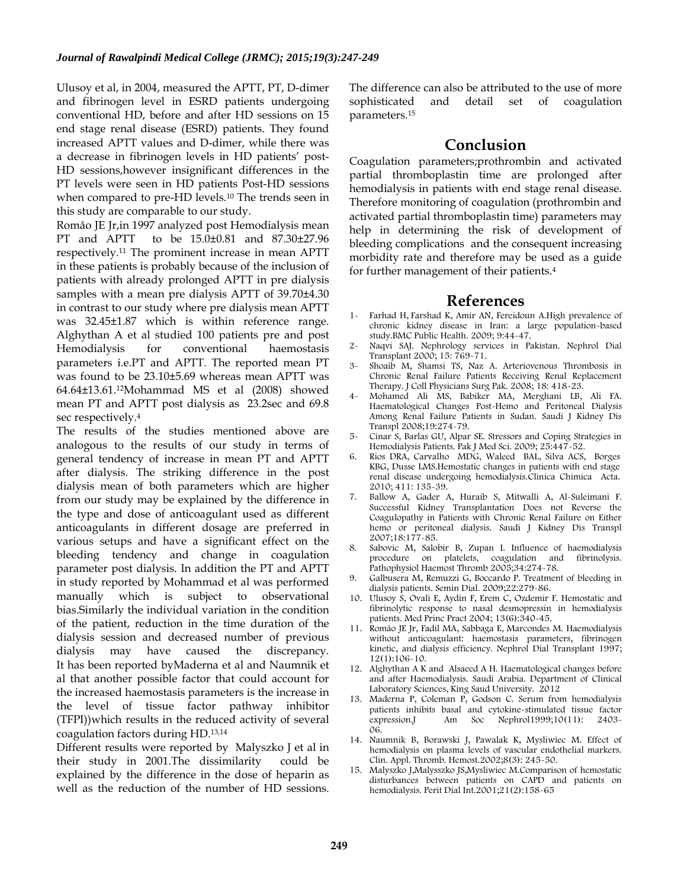Ulusoy et al, in 2004, measured the APTT, PT, D-dimer and fibrinogen level in ESRD patients undergoing conventional HD, before and after HD sessions on 15 end stage renal disease (ESRD) patients. They found increased APTT values and D-dimer, while there was a decrease in fibrinogen levels in HD patients' post-HD sessions,however insignificant differences in the PT levels were seen in HD patients Post-HD sessions when compared to pre-HD levels.[10] The trends seen in this study are comparable to our study.

Româo JE Jr,in 1997 analyzed post Hemodialysis mean PT and APTT to be 15.0±0.81 and 87.30±27.96 respectively.[11] The prominent increase in mean APTT in these patients is probably because of the inclusion of patients with already prolonged APTT in pre dialysis samples with a mean pre dialysis APTT of 39.70±4.30 in contrast to our study where pre dialysis mean APTT was 32.45±1.87 which is within reference range. Alghythan A et al studied 100 patients pre and post Hemodialysis for conventional haemostasis parameters i.e.PT and APTT. The reported mean PT was found to be 23.10±5.69 whereas mean APTT was 64.64±13.61.[12]Mohammad MS et al (2008) showed mean PT and APTT post dialysis as 23.2sec and 69.8 sec respectively.[4]

The results of the studies mentioned above are analogous to the results of our study in terms of general tendency of increase in mean PT and APTT after dialysis. The striking difference in the post dialysis mean of both parameters which are higher from our study may be explained by the difference in the type and dose of anticoagulant used as different anticoagulants in different dosage are preferred in various setups and have a significant effect on the bleeding tendency and change in coagulation parameter post dialysis. In addition the PT and APTT in study reported by Mohammad et al was performed manually which is subject to observational bias.Similarly the individual variation in the condition of the patient, reduction in the time duration of the dialysis session and decreased number of previous dialysis may have caused the discrepancy. It has been reported byMaderna et al and Naumnik et al that another possible factor that could account for the increased haemostasis parameters is the increase in the level of tissue factor pathway inhibitor (TFPI))which results in the reduced activity of several coagulation factors during HD.[13,14]

Different results were reported by Malyszko J et al in their study in 2001.The dissimilarity could be explained by the difference in the dose of heparin as well as the reduction of the number of HD sessions. The difference can also be attributed to the use of more sophisticated and detail set of coagulation parameters.[15]

## Conclusion

Coagulation parameters;prothrombin and activated partial thromboplastin time are prolonged after hemodialysis in patients with end stage renal disease. Therefore monitoring of coagulation (prothrombin and activated partial thromboplastin time) parameters may help in determining the risk of development of bleeding complications and the consequent increasing morbidity rate and therefore may be used as a guide for further management of their patients.[4]

## References

1- Farhad H, Farshad K, Amir AN, Fereidoun A.High prevalence of chronic kidney disease in Iran: a large population-based study.BMC Public Health. 2009; 9:44-47.
2- Naqvi SAJ. Nephrology services in Pakistan. Nephrol Dial Transplant 2000; 15: 769-71.
3- Shoaib M, Shamsi TS, Naz A. Arteriovenous Thrombosis in Chronic Renal Failure Patients Receiving Renal Replacement Therapy. J Coll Physicians Surg Pak. 2008; 18: 418-23.
4- Mohamed Ali MS, Babiker MA, Merghani LB, Ali FA. Haematological Changes Post-Hemo and Peritoneal Dialysis Among Renal Failure Patients in Sudan. Saudi J Kidney Dis Transpl 2008;19:274-79.
5- Cinar S, Barlas GU, Alpar SE. Stressors and Coping Strategies in Hemodialysis Patients. Pak J Med Sci. 2009; 25:447-52.
6. Rios DRA, Carvalho MDG, Waleed BAL, Silva ACS, Borges KBG, Dusse LMS.Hemostatic changes in patients with end stage renal disease undergoing hemodialysis.Clinica Chimica Acta. 2010; 411: 135-39.
7. Ballow A, Gader A, Huraib S, Mitwalli A, Al-Suleimani F. Successful Kidney Transplantation Does not Reverse the Coagulopathy in Patients with Chronic Renal Failure on Either hemo or peritoneal dialysis. Saudi J Kidney Dis Transpl 2007;18:177-85.
8. Sabovic M, Salobir B, Zupan I. Influence of haemodialysis procedure on platelets, coagulation and fibrinolysis. Pathophysiol Haemost Thromb 2005;34:274-78.
9. Galbusera M, Remuzzi G, Boccardo P. Treatment of bleeding in dialysis patients. Semin Dial. 2009;22:279-86.
10. Ulusoy S, Ovali E, Aydin F, Erem C, Ozdemir F. Hemostatic and fibrinolytic response to nasal desmopressin in hemodialysis patients. Med Princ Pract 2004; 13(6):340-45.
11. Romão JE Jr, Fadil MA, Sabbaga E, Marcondes M. Haemodialysis without anticoagulant: haemostasis parameters, fibrinogen kinetic, and dialysis efficiency. Nephrol Dial Transplant 1997; 12(1):106-10.
12. Alghythan A K and Alsaeed A H. Haematological changes before and after Haemodialysis. Saudi Arabia. Department of Clinical Laboratory Sciences, King Saud University. 2012
13. Maderna P, Coleman P, Godson C. Serum from hemodialysis patients inhibits basal and cytokine-stimulated tissue factor expression.J Am Soc Nephrol1999;10(11): 2403-06.
14. Naumnik B, Borawski J, Pawalak K, Mysliwiec M. Effect of hemodialysis on plasma levels of vascular endothelial markers. Clin. Appl. Thromb. Hemost.2002;8(3): 245-50.
15. Malyszko J,Malysszko JS,Mysliwiec M.Comparison of hemostatic disturbances between patients on CAPD and patients on hemodialysis. Perit Dial Int.2001;21(2):158-65